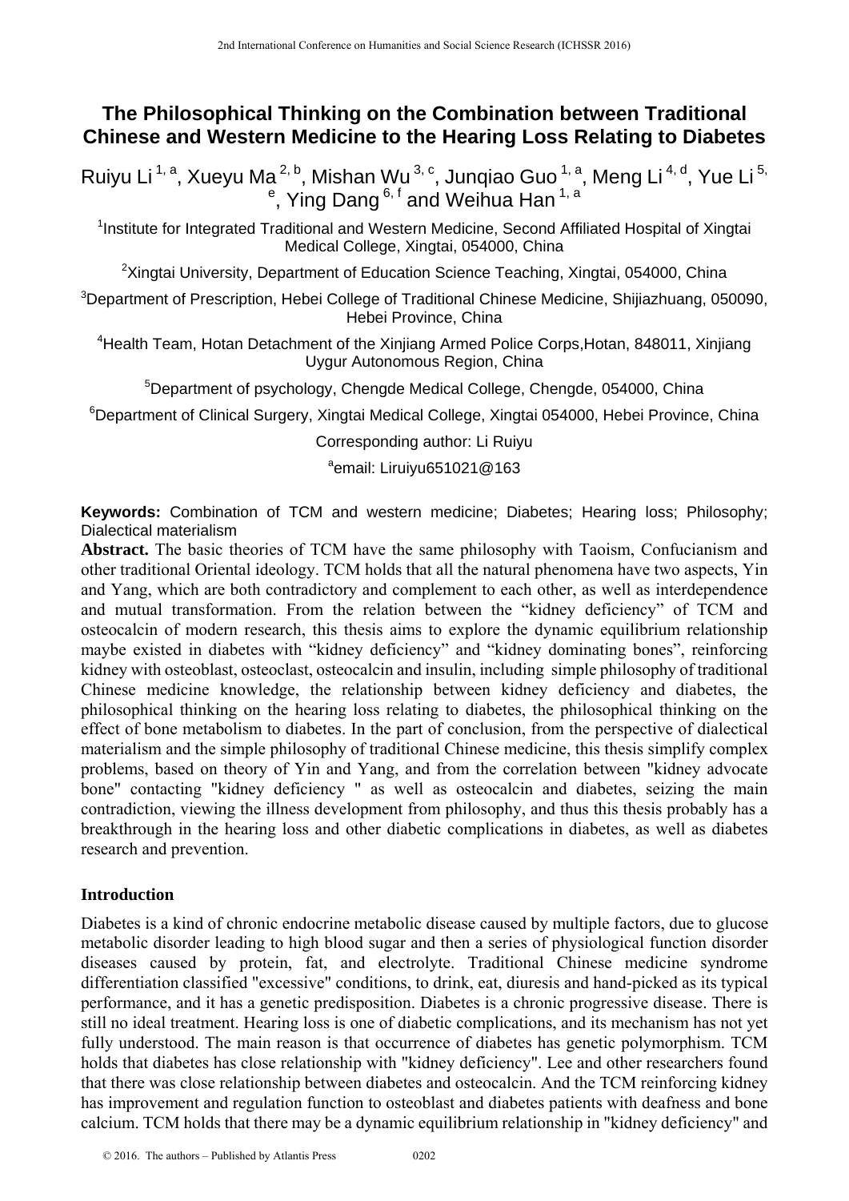# The Philosophical Thinking on the Combination between Traditional Chinese and Western Medicine to the Hearing Loss Relating to Diabetes

Ruiyu Li [1, a], Xueyu Ma [2, b], Mishan Wu [3, c], Junqiao Guo [1, a], Meng Li [4, d], Yue Li [5, e], Ying Dang [6, f] and Weihua Han [1, a]

[1]Institute for Integrated Traditional and Western Medicine, Second Affiliated Hospital of Xingtai Medical College, Xingtai, 054000, China

[2]Xingtai University, Department of Education Science Teaching, Xingtai, 054000, China

[3]Department of Prescription, Hebei College of Traditional Chinese Medicine, Shijiazhuang, 050090, Hebei Province, China

[4]Health Team, Hotan Detachment of the Xinjiang Armed Police Corps,Hotan, 848011, Xinjiang Uygur Autonomous Region, China

[5]Department of psychology, Chengde Medical College, Chengde, 054000, China

[6]Department of Clinical Surgery, Xingtai Medical College, Xingtai 054000, Hebei Province, China

Corresponding author: Li Ruiyu

[a]email: Liruiyu651021@163

**Keywords:** Combination of TCM and western medicine; Diabetes; Hearing loss; Philosophy; Dialectical materialism

**Abstract.** The basic theories of TCM have the same philosophy with Taoism, Confucianism and other traditional Oriental ideology. TCM holds that all the natural phenomena have two aspects, Yin and Yang, which are both contradictory and complement to each other, as well as interdependence and mutual transformation. From the relation between the "kidney deficiency" of TCM and osteocalcin of modern research, this thesis aims to explore the dynamic equilibrium relationship maybe existed in diabetes with "kidney deficiency" and "kidney dominating bones", reinforcing kidney with osteoblast, osteoclast, osteocalcin and insulin, including simple philosophy of traditional Chinese medicine knowledge, the relationship between kidney deficiency and diabetes, the philosophical thinking on the hearing loss relating to diabetes, the philosophical thinking on the effect of bone metabolism to diabetes. In the part of conclusion, from the perspective of dialectical materialism and the simple philosophy of traditional Chinese medicine, this thesis simplify complex problems, based on theory of Yin and Yang, and from the correlation between "kidney advocate bone" contacting "kidney deficiency " as well as osteocalcin and diabetes, seizing the main contradiction, viewing the illness development from philosophy, and thus this thesis probably has a breakthrough in the hearing loss and other diabetic complications in diabetes, as well as diabetes research and prevention.

## Introduction

Diabetes is a kind of chronic endocrine metabolic disease caused by multiple factors, due to glucose metabolic disorder leading to high blood sugar and then a series of physiological function disorder diseases caused by protein, fat, and electrolyte. Traditional Chinese medicine syndrome differentiation classified "excessive" conditions, to drink, eat, diuresis and hand-picked as its typical performance, and it has a genetic predisposition. Diabetes is a chronic progressive disease. There is still no ideal treatment. Hearing loss is one of diabetic complications, and its mechanism has not yet fully understood. The main reason is that occurrence of diabetes has genetic polymorphism. TCM holds that diabetes has close relationship with "kidney deficiency". Lee and other researchers found that there was close relationship between diabetes and osteocalcin. And the TCM reinforcing kidney has improvement and regulation function to osteoblast and diabetes patients with deafness and bone calcium. TCM holds that there may be a dynamic equilibrium relationship in "kidney deficiency" and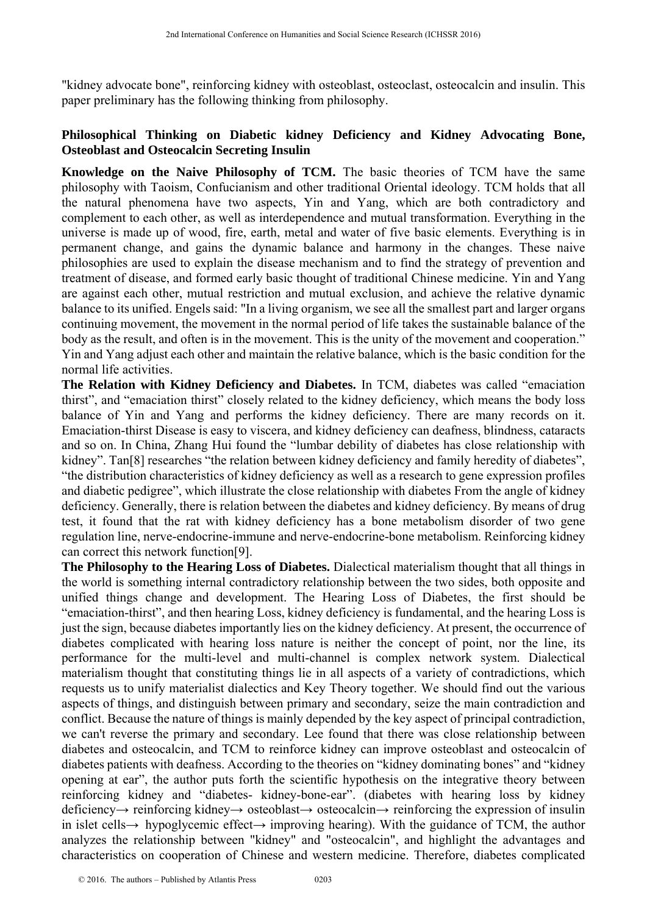"kidney advocate bone", reinforcing kidney with osteoblast, osteoclast, osteocalcin and insulin. This paper preliminary has the following thinking from philosophy.

## Philosophical Thinking on Diabetic kidney Deficiency and Kidney Advocating Bone, Osteoblast and Osteocalcin Secreting Insulin

**Knowledge on the Naive Philosophy of TCM.** The basic theories of TCM have the same philosophy with Taoism, Confucianism and other traditional Oriental ideology. TCM holds that all the natural phenomena have two aspects, Yin and Yang, which are both contradictory and complement to each other, as well as interdependence and mutual transformation. Everything in the universe is made up of wood, fire, earth, metal and water of five basic elements. Everything is in permanent change, and gains the dynamic balance and harmony in the changes. These naive philosophies are used to explain the disease mechanism and to find the strategy of prevention and treatment of disease, and formed early basic thought of traditional Chinese medicine. Yin and Yang are against each other, mutual restriction and mutual exclusion, and achieve the relative dynamic balance to its unified. Engels said: "In a living organism, we see all the smallest part and larger organs continuing movement, the movement in the normal period of life takes the sustainable balance of the body as the result, and often is in the movement. This is the unity of the movement and cooperation." Yin and Yang adjust each other and maintain the relative balance, which is the basic condition for the normal life activities.

**The Relation with Kidney Deficiency and Diabetes.** In TCM, diabetes was called "emaciation thirst", and "emaciation thirst" closely related to the kidney deficiency, which means the body loss balance of Yin and Yang and performs the kidney deficiency. There are many records on it. Emaciation-thirst Disease is easy to viscera, and kidney deficiency can deafness, blindness, cataracts and so on. In China, Zhang Hui found the "lumbar debility of diabetes has close relationship with kidney". Tan[8] researches "the relation between kidney deficiency and family heredity of diabetes", "the distribution characteristics of kidney deficiency as well as a research to gene expression profiles and diabetic pedigree", which illustrate the close relationship with diabetes From the angle of kidney deficiency. Generally, there is relation between the diabetes and kidney deficiency. By means of drug test, it found that the rat with kidney deficiency has a bone metabolism disorder of two gene regulation line, nerve-endocrine-immune and nerve-endocrine-bone metabolism. Reinforcing kidney can correct this network function[9].

**The Philosophy to the Hearing Loss of Diabetes.** Dialectical materialism thought that all things in the world is something internal contradictory relationship between the two sides, both opposite and unified things change and development. The Hearing Loss of Diabetes, the first should be "emaciation-thirst", and then hearing Loss, kidney deficiency is fundamental, and the hearing Loss is just the sign, because diabetes importantly lies on the kidney deficiency. At present, the occurrence of diabetes complicated with hearing loss nature is neither the concept of point, nor the line, its performance for the multi-level and multi-channel is complex network system. Dialectical materialism thought that constituting things lie in all aspects of a variety of contradictions, which requests us to unify materialist dialectics and Key Theory together. We should find out the various aspects of things, and distinguish between primary and secondary, seize the main contradiction and conflict. Because the nature of things is mainly depended by the key aspect of principal contradiction, we can't reverse the primary and secondary. Lee found that there was close relationship between diabetes and osteocalcin, and TCM to reinforce kidney can improve osteoblast and osteocalcin of diabetes patients with deafness. According to the theories on "kidney dominating bones" and "kidney opening at ear", the author puts forth the scientific hypothesis on the integrative theory between reinforcing kidney and "diabetes- kidney-bone-ear". (diabetes with hearing loss by kidney deficiency→ reinforcing kidney→ osteoblast→ osteocalcin→ reinforcing the expression of insulin in islet cells→ hypoglycemic effect→ improving hearing). With the guidance of TCM, the author analyzes the relationship between "kidney" and "osteocalcin", and highlight the advantages and characteristics on cooperation of Chinese and western medicine. Therefore, diabetes complicated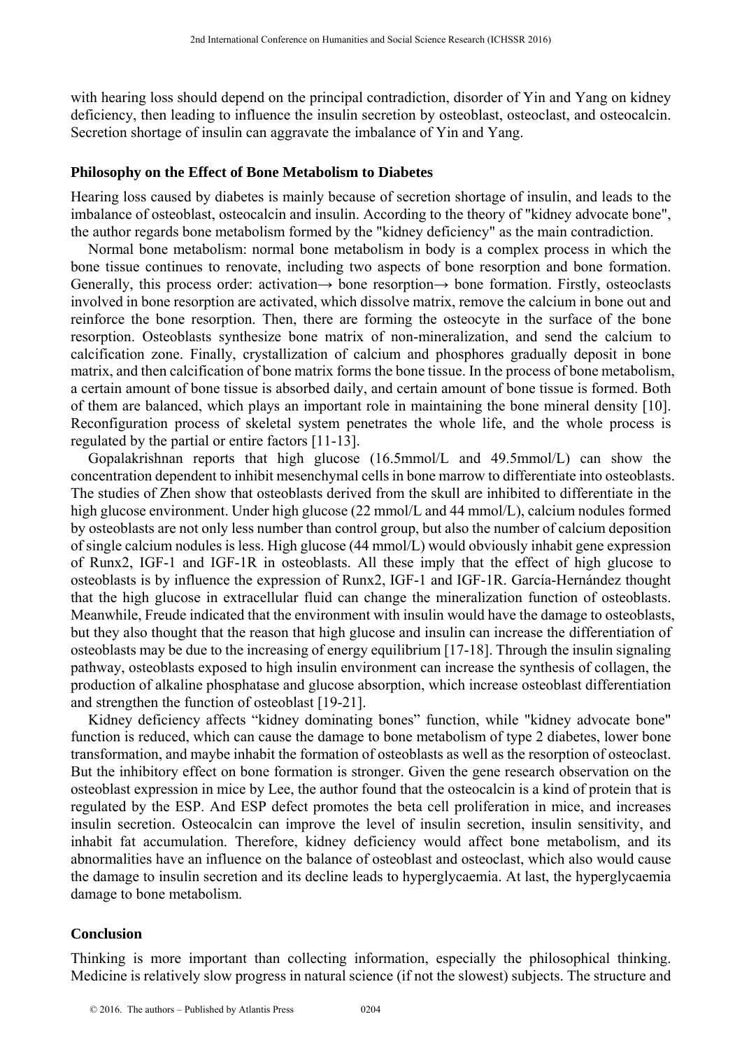with hearing loss should depend on the principal contradiction, disorder of Yin and Yang on kidney deficiency, then leading to influence the insulin secretion by osteoblast, osteoclast, and osteocalcin. Secretion shortage of insulin can aggravate the imbalance of Yin and Yang.

## Philosophy on the Effect of Bone Metabolism to Diabetes

Hearing loss caused by diabetes is mainly because of secretion shortage of insulin, and leads to the imbalance of osteoblast, osteocalcin and insulin. According to the theory of "kidney advocate bone", the author regards bone metabolism formed by the "kidney deficiency" as the main contradiction.

Normal bone metabolism: normal bone metabolism in body is a complex process in which the bone tissue continues to renovate, including two aspects of bone resorption and bone formation. Generally, this process order: activation→ bone resorption→ bone formation. Firstly, osteoclasts involved in bone resorption are activated, which dissolve matrix, remove the calcium in bone out and reinforce the bone resorption. Then, there are forming the osteocyte in the surface of the bone resorption. Osteoblasts synthesize bone matrix of non-mineralization, and send the calcium to calcification zone. Finally, crystallization of calcium and phosphores gradually deposit in bone matrix, and then calcification of bone matrix forms the bone tissue. In the process of bone metabolism, a certain amount of bone tissue is absorbed daily, and certain amount of bone tissue is formed. Both of them are balanced, which plays an important role in maintaining the bone mineral density [10]. Reconfiguration process of skeletal system penetrates the whole life, and the whole process is regulated by the partial or entire factors [11-13].

Gopalakrishnan reports that high glucose (16.5mmol/L and 49.5mmol/L) can show the concentration dependent to inhibit mesenchymal cells in bone marrow to differentiate into osteoblasts. The studies of Zhen show that osteoblasts derived from the skull are inhibited to differentiate in the high glucose environment. Under high glucose (22 mmol/L and 44 mmol/L), calcium nodules formed by osteoblasts are not only less number than control group, but also the number of calcium deposition of single calcium nodules is less. High glucose (44 mmol/L) would obviously inhabit gene expression of Runx2, IGF-1 and IGF-1R in osteoblasts. All these imply that the effect of high glucose to osteoblasts is by influence the expression of Runx2, IGF-1 and IGF-1R. García-Hernández thought that the high glucose in extracellular fluid can change the mineralization function of osteoblasts. Meanwhile, Freude indicated that the environment with insulin would have the damage to osteoblasts, but they also thought that the reason that high glucose and insulin can increase the differentiation of osteoblasts may be due to the increasing of energy equilibrium [17-18]. Through the insulin signaling pathway, osteoblasts exposed to high insulin environment can increase the synthesis of collagen, the production of alkaline phosphatase and glucose absorption, which increase osteoblast differentiation and strengthen the function of osteoblast [19-21].

Kidney deficiency affects “kidney dominating bones” function, while "kidney advocate bone" function is reduced, which can cause the damage to bone metabolism of type 2 diabetes, lower bone transformation, and maybe inhabit the formation of osteoblasts as well as the resorption of osteoclast. But the inhibitory effect on bone formation is stronger. Given the gene research observation on the osteoblast expression in mice by Lee, the author found that the osteocalcin is a kind of protein that is regulated by the ESP. And ESP defect promotes the beta cell proliferation in mice, and increases insulin secretion. Osteocalcin can improve the level of insulin secretion, insulin sensitivity, and inhabit fat accumulation. Therefore, kidney deficiency would affect bone metabolism, and its abnormalities have an influence on the balance of osteoblast and osteoclast, which also would cause the damage to insulin secretion and its decline leads to hyperglycaemia. At last, the hyperglycaemia damage to bone metabolism.

## Conclusion

Thinking is more important than collecting information, especially the philosophical thinking. Medicine is relatively slow progress in natural science (if not the slowest) subjects. The structure and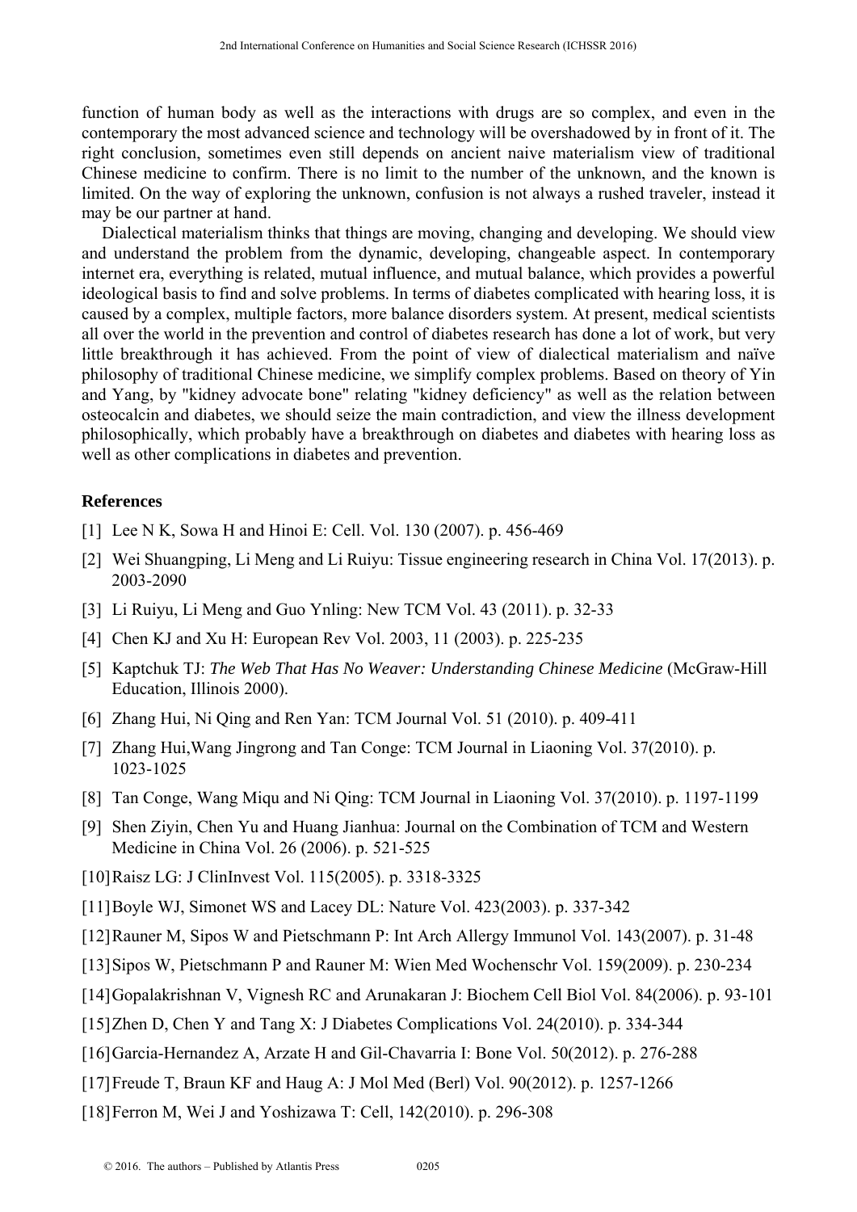function of human body as well as the interactions with drugs are so complex, and even in the contemporary the most advanced science and technology will be overshadowed by in front of it. The right conclusion, sometimes even still depends on ancient naive materialism view of traditional Chinese medicine to confirm. There is no limit to the number of the unknown, and the known is limited. On the way of exploring the unknown, confusion is not always a rushed traveler, instead it may be our partner at hand.

Dialectical materialism thinks that things are moving, changing and developing. We should view and understand the problem from the dynamic, developing, changeable aspect. In contemporary internet era, everything is related, mutual influence, and mutual balance, which provides a powerful ideological basis to find and solve problems. In terms of diabetes complicated with hearing loss, it is caused by a complex, multiple factors, more balance disorders system. At present, medical scientists all over the world in the prevention and control of diabetes research has done a lot of work, but very little breakthrough it has achieved. From the point of view of dialectical materialism and naïve philosophy of traditional Chinese medicine, we simplify complex problems. Based on theory of Yin and Yang, by "kidney advocate bone" relating "kidney deficiency" as well as the relation between osteocalcin and diabetes, we should seize the main contradiction, and view the illness development philosophically, which probably have a breakthrough on diabetes and diabetes with hearing loss as well as other complications in diabetes and prevention.

## References

[1] Lee N K, Sowa H and Hinoi E: Cell. Vol. 130 (2007). p. 456-469

[2] Wei Shuangping, Li Meng and Li Ruiyu: Tissue engineering research in China Vol. 17(2013). p. 2003-2090

[3] Li Ruiyu, Li Meng and Guo Ynling: New TCM Vol. 43 (2011). p. 32-33

[4] Chen KJ and Xu H: European Rev Vol. 2003, 11 (2003). p. 225-235

[5] Kaptchuk TJ: *The Web That Has No Weaver: Understanding Chinese Medicine* (McGraw-Hill Education, Illinois 2000).

[6] Zhang Hui, Ni Qing and Ren Yan: TCM Journal Vol. 51 (2010). p. 409-411

[7] Zhang Hui,Wang Jingrong and Tan Conge: TCM Journal in Liaoning Vol. 37(2010). p. 1023-1025

[8] Tan Conge, Wang Miqu and Ni Qing: TCM Journal in Liaoning Vol. 37(2010). p. 1197-1199

[9] Shen Ziyin, Chen Yu and Huang Jianhua: Journal on the Combination of TCM and Western Medicine in China Vol. 26 (2006). p. 521-525

[10] Raisz LG: J ClinInvest Vol. 115(2005). p. 3318-3325

[11] Boyle WJ, Simonet WS and Lacey DL: Nature Vol. 423(2003). p. 337-342

[12] Rauner M, Sipos W and Pietschmann P: Int Arch Allergy Immunol Vol. 143(2007). p. 31-48

[13] Sipos W, Pietschmann P and Rauner M: Wien Med Wochenschr Vol. 159(2009). p. 230-234

[14] Gopalakrishnan V, Vignesh RC and Arunakaran J: Biochem Cell Biol Vol. 84(2006). p. 93-101

[15] Zhen D, Chen Y and Tang X: J Diabetes Complications Vol. 24(2010). p. 334-344

[16] Garcia-Hernandez A, Arzate H and Gil-Chavarria I: Bone Vol. 50(2012). p. 276-288

[17] Freude T, Braun KF and Haug A: J Mol Med (Berl) Vol. 90(2012). p. 1257-1266

[18] Ferron M, Wei J and Yoshizawa T: Cell, 142(2010). p. 296-308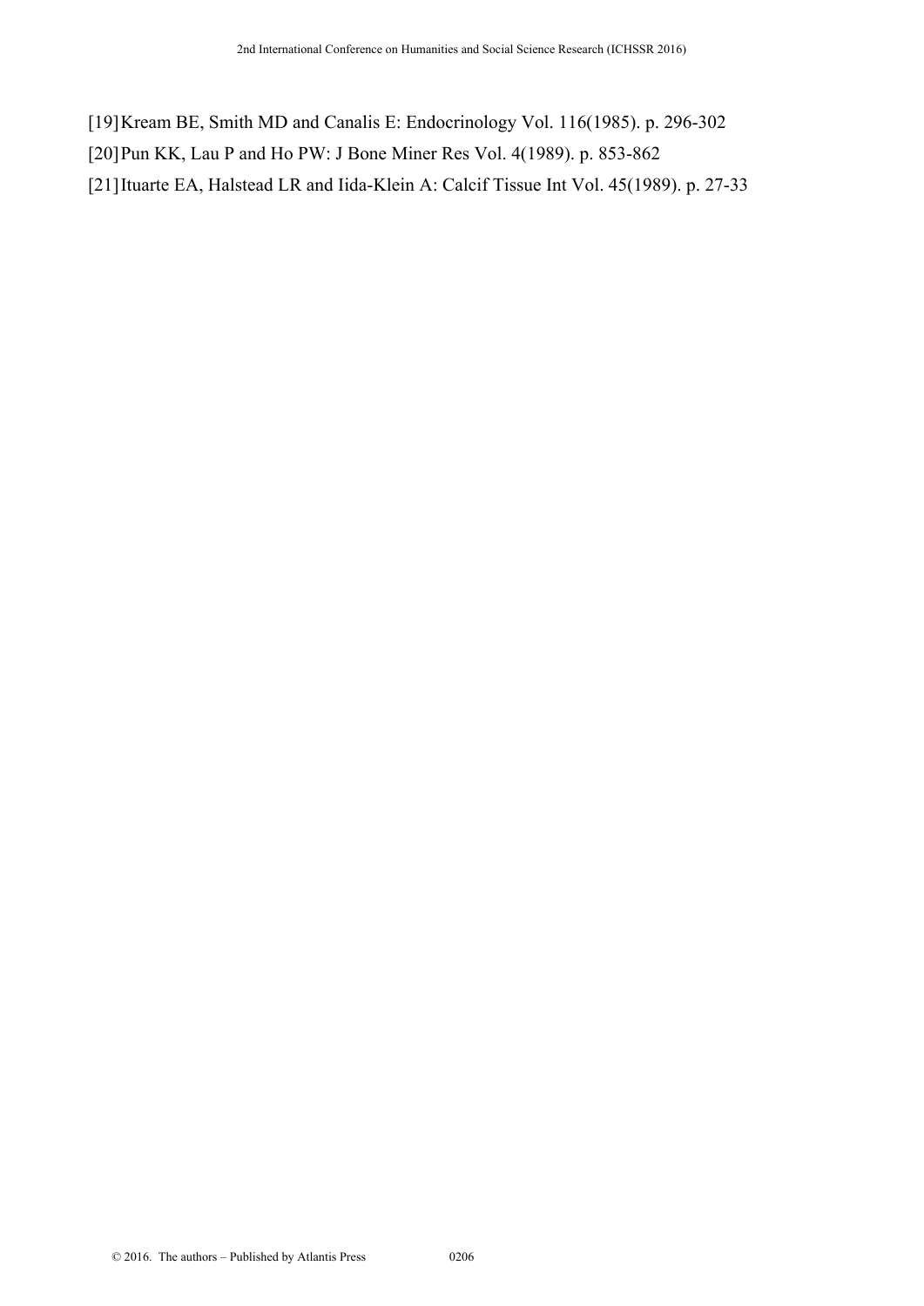[19] Kream BE, Smith MD and Canalis E: Endocrinology Vol. 116(1985). p. 296-302

[20] Pun KK, Lau P and Ho PW: J Bone Miner Res Vol. 4(1989). p. 853-862

[21] Ituarte EA, Halstead LR and Iida-Klein A: Calcif Tissue Int Vol. 45(1989). p. 27-33